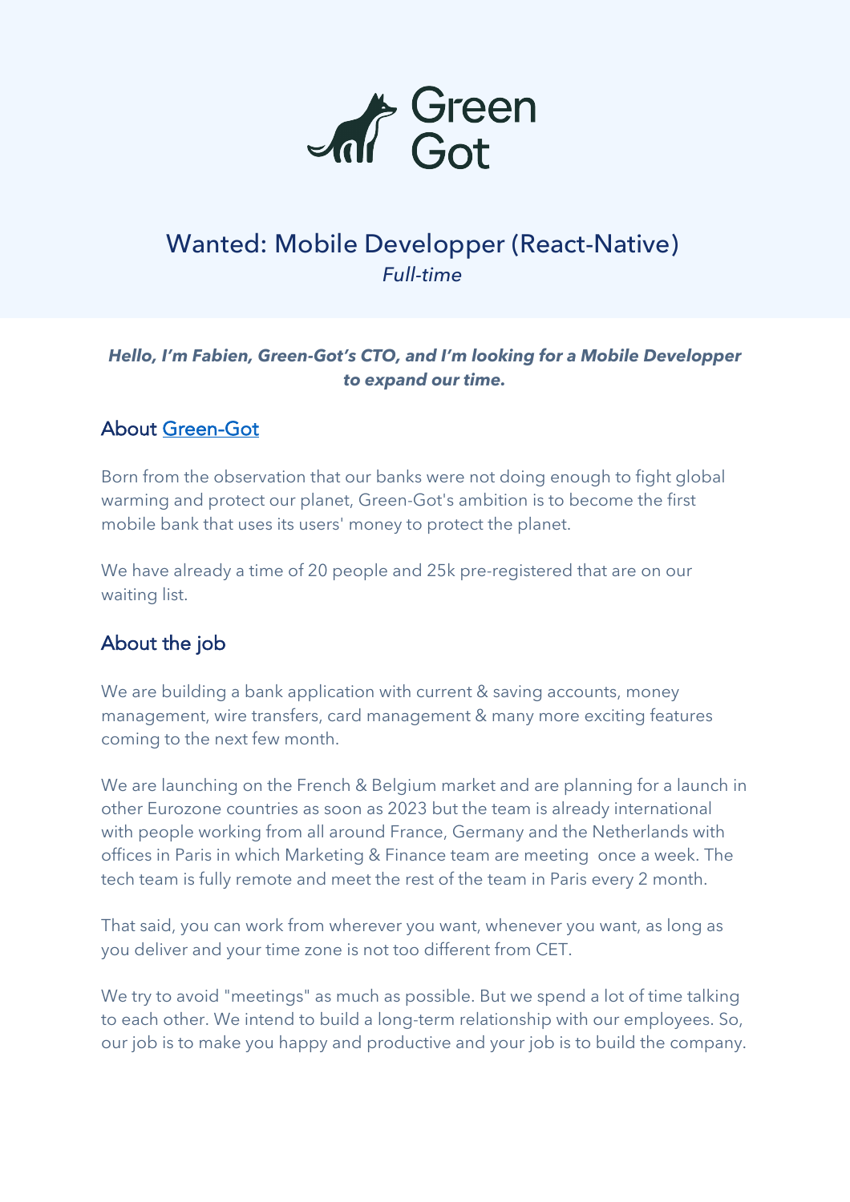Green Got

# Wanted: Mobile Developper (React-Native)

*Full-time*

***Hello, I'm Fabien, Green-Got's CTO, and I'm looking for a Mobile Developper to expand our time.***

## About Green-Got

Born from the observation that our banks were not doing enough to fight global warming and protect our planet, Green-Got's ambition is to become the first mobile bank that uses its users' money to protect the planet.

We have already a time of 20 people and 25k pre-registered that are on our waiting list.

## About the job

We are building a bank application with current & saving accounts, money management, wire transfers, card management & many more exciting features coming to the next few month.

We are launching on the French & Belgium market and are planning for a launch in other Eurozone countries as soon as 2023 but the team is already international with people working from all around France, Germany and the Netherlands with offices in Paris in which Marketing & Finance team are meeting once a week. The tech team is fully remote and meet the rest of the team in Paris every 2 month.

That said, you can work from wherever you want, whenever you want, as long as you deliver and your time zone is not too different from CET.

We try to avoid "meetings" as much as possible. But we spend a lot of time talking to each other. We intend to build a long-term relationship with our employees. So, our job is to make you happy and productive and your job is to build the company.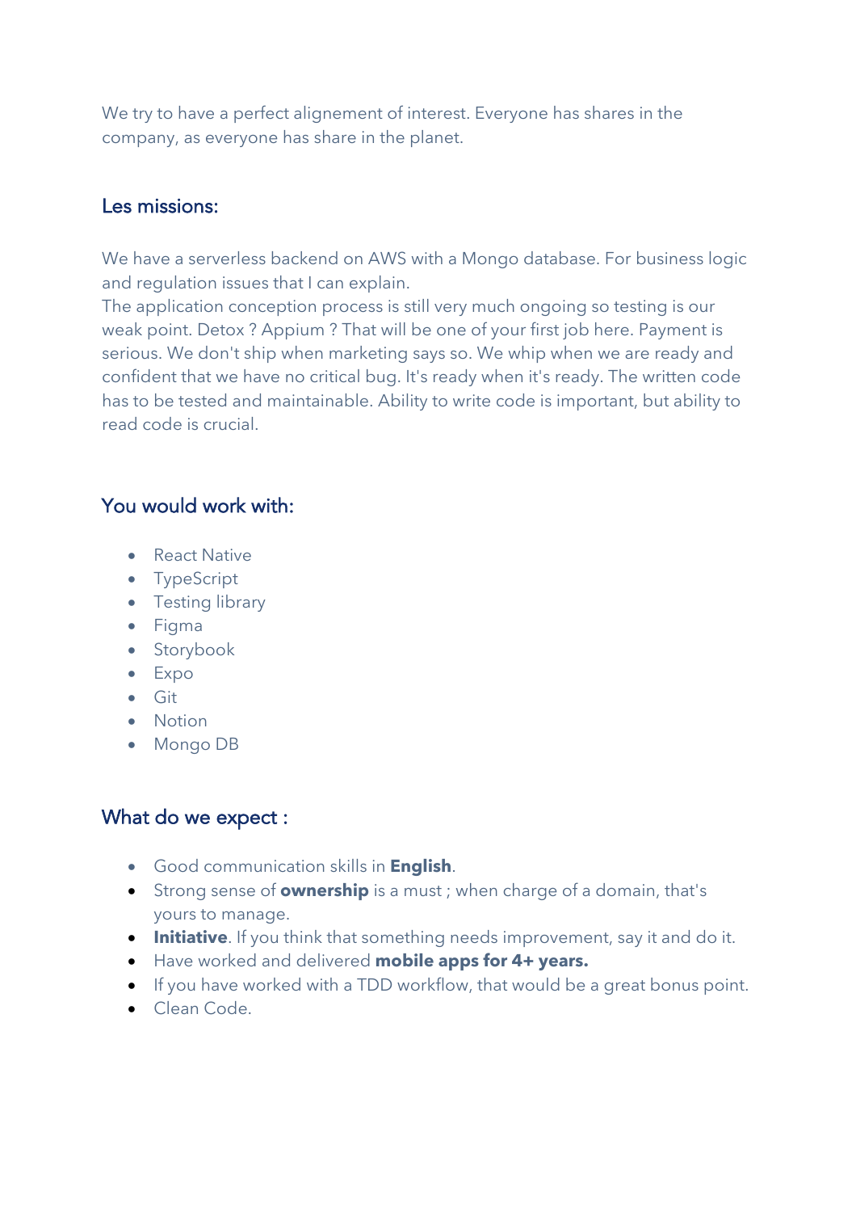We try to have a perfect alignement of interest. Everyone has shares in the company, as everyone has share in the planet.

## Les missions:

We have a serverless backend on AWS with a Mongo database. For business logic and regulation issues that I can explain.
The application conception process is still very much ongoing so testing is our weak point. Detox ? Appium ? That will be one of your first job here. Payment is serious. We don't ship when marketing says so. We whip when we are ready and confident that we have no critical bug. It's ready when it's ready. The written code has to be tested and maintainable. Ability to write code is important, but ability to read code is crucial.

## You would work with:

- React Native
- TypeScript
- Testing library
- Figma
- Storybook
- Expo
- Git
- Notion
- Mongo DB

## What do we expect :

- Good communication skills in **English**.
- Strong sense of **ownership** is a must ; when charge of a domain, that's yours to manage.
- **Initiative**. If you think that something needs improvement, say it and do it.
- Have worked and delivered **mobile apps for 4+ years.**
- If you have worked with a TDD workflow, that would be a great bonus point.
- Clean Code.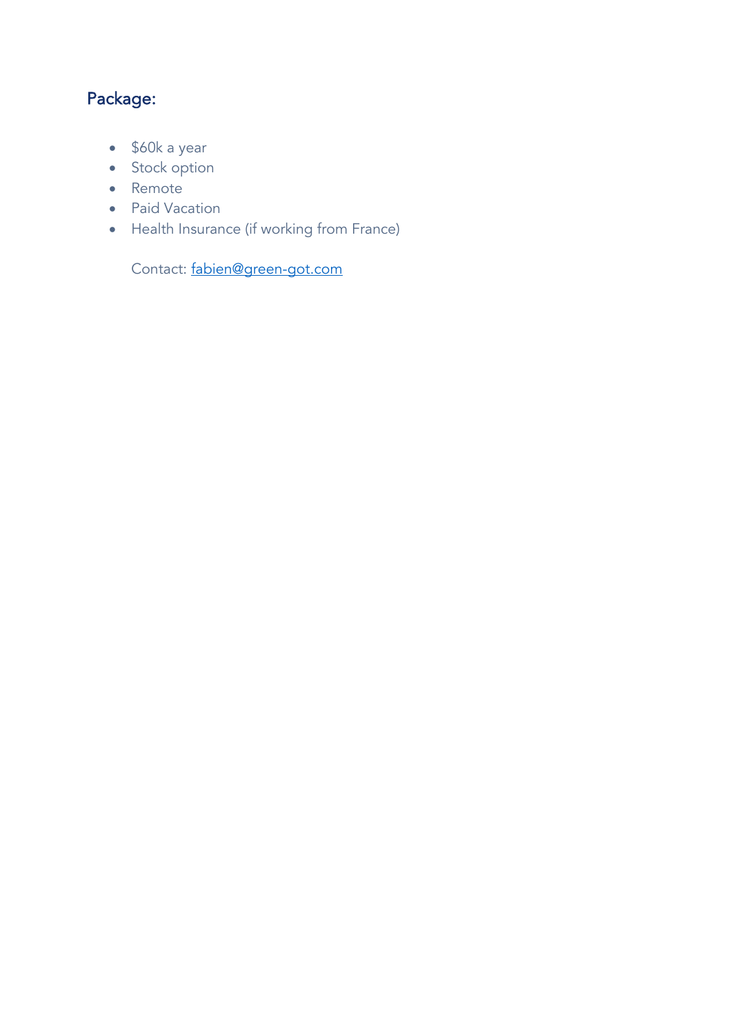## Package:

- $60k a year
- Stock option
- Remote
- Paid Vacation
- Health Insurance (if working from France)

Contact: fabien@green-got.com